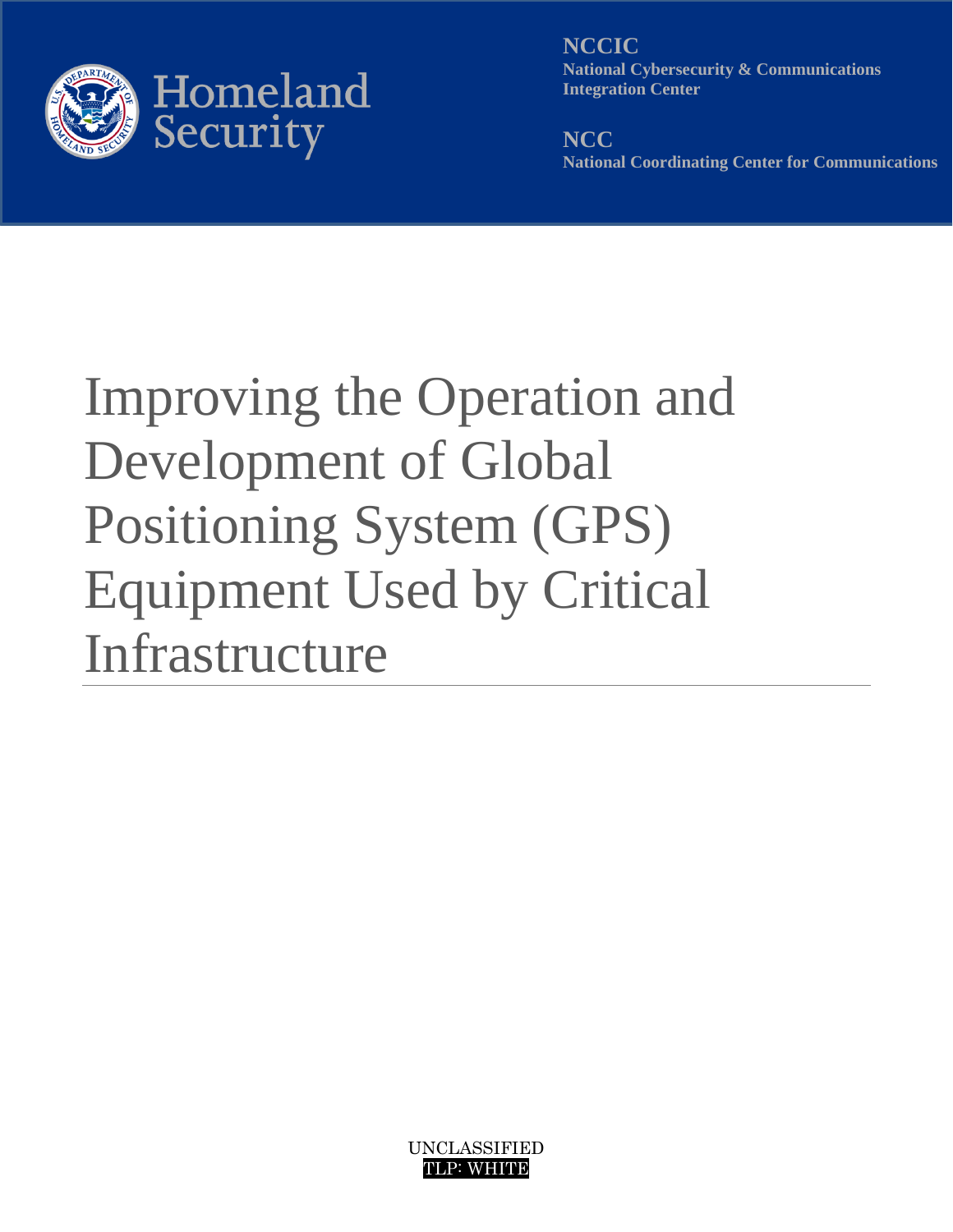Homeland Security

**NCCIC**
**National Cybersecurity & Communications Integration Center**

**NCC**
**National Coordinating Center for Communications**

# Improving the Operation and Development of Global Positioning System (GPS) Equipment Used by Critical Infrastructure

UNCLASSIFIED
TLP: WHITE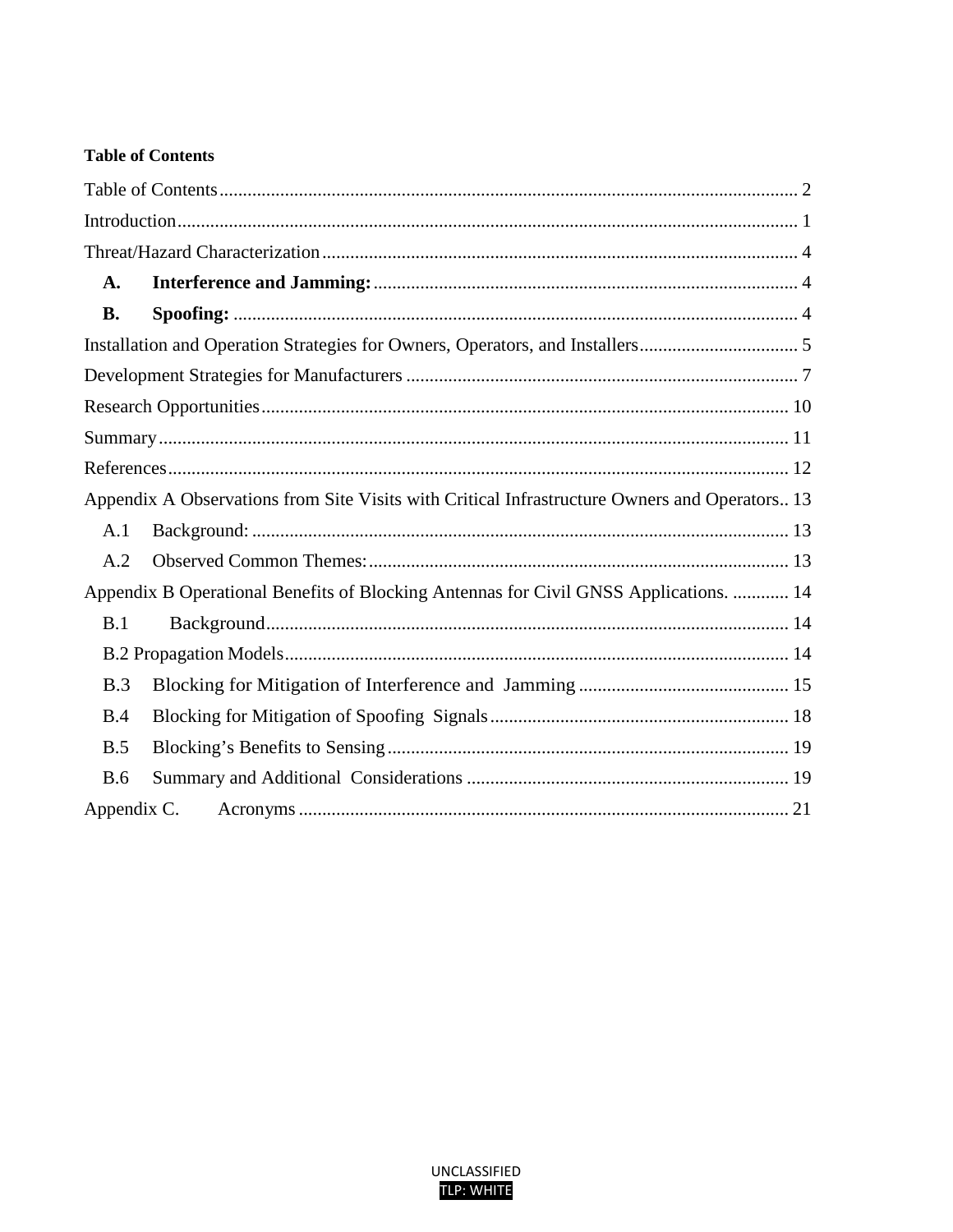**Table of Contents**

Table of Contents ........................................................................................................................... 2

Introduction .................................................................................................................................... 1

Threat/Hazard Characterization ..................................................................................................... 4

- **A. Interference and Jamming:** ........................................................................................... 4
- **B. Spoofing:** ........................................................................................................................ 4

Installation and Operation Strategies for Owners, Operators, and Installers .................................. 5

Development Strategies for Manufacturers .................................................................................... 7

Research Opportunities ................................................................................................................. 10

Summary ....................................................................................................................................... 11

References ..................................................................................................................................... 12

Appendix A Observations from Site Visits with Critical Infrastructure Owners and Operators .. 13

- A.1 Background: ................................................................................................................... 13
- A.2 Observed Common Themes: .......................................................................................... 13

Appendix B Operational Benefits of Blocking Antennas for Civil GNSS Applications. ............ 14

- B.1 Background ................................................................................................................ 14
- B.2 Propagation Models ........................................................................................................... 14
- B.3 Blocking for Mitigation of Interference and Jamming ............................................. 15
- B.4 Blocking for Mitigation of Spoofing Signals ................................................................ 18
- B.5 Blocking's Benefits to Sensing ...................................................................................... 19
- B.6 Summary and Additional Considerations ..................................................................... 19

Appendix C. Acronyms ........................................................................................................ 21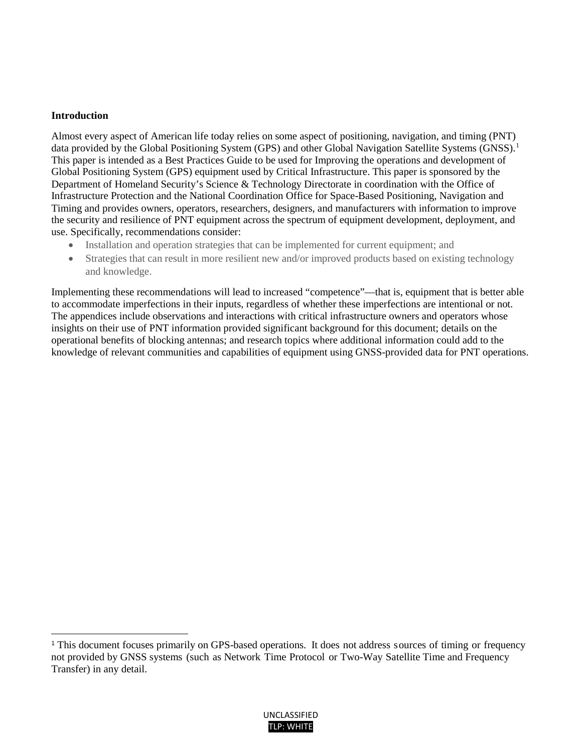**Introduction**

Almost every aspect of American life today relies on some aspect of positioning, navigation, and timing (PNT) data provided by the Global Positioning System (GPS) and other Global Navigation Satellite Systems (GNSS).[1] This paper is intended as a Best Practices Guide to be used for Improving the operations and development of Global Positioning System (GPS) equipment used by Critical Infrastructure. This paper is sponsored by the Department of Homeland Security's Science & Technology Directorate in coordination with the Office of Infrastructure Protection and the National Coordination Office for Space-Based Positioning, Navigation and Timing and provides owners, operators, researchers, designers, and manufacturers with information to improve the security and resilience of PNT equipment across the spectrum of equipment development, deployment, and use. Specifically, recommendations consider:

- Installation and operation strategies that can be implemented for current equipment; and
- Strategies that can result in more resilient new and/or improved products based on existing technology and knowledge.

Implementing these recommendations will lead to increased "competence"—that is, equipment that is better able to accommodate imperfections in their inputs, regardless of whether these imperfections are intentional or not. The appendices include observations and interactions with critical infrastructure owners and operators whose insights on their use of PNT information provided significant background for this document; details on the operational benefits of blocking antennas; and research topics where additional information could add to the knowledge of relevant communities and capabilities of equipment using GNSS-provided data for PNT operations.

[1] This document focuses primarily on GPS-based operations. It does not address sources of timing or frequency not provided by GNSS systems (such as Network Time Protocol or Two-Way Satellite Time and Frequency Transfer) in any detail.

UNCLASSIFIED
TLP: WHITE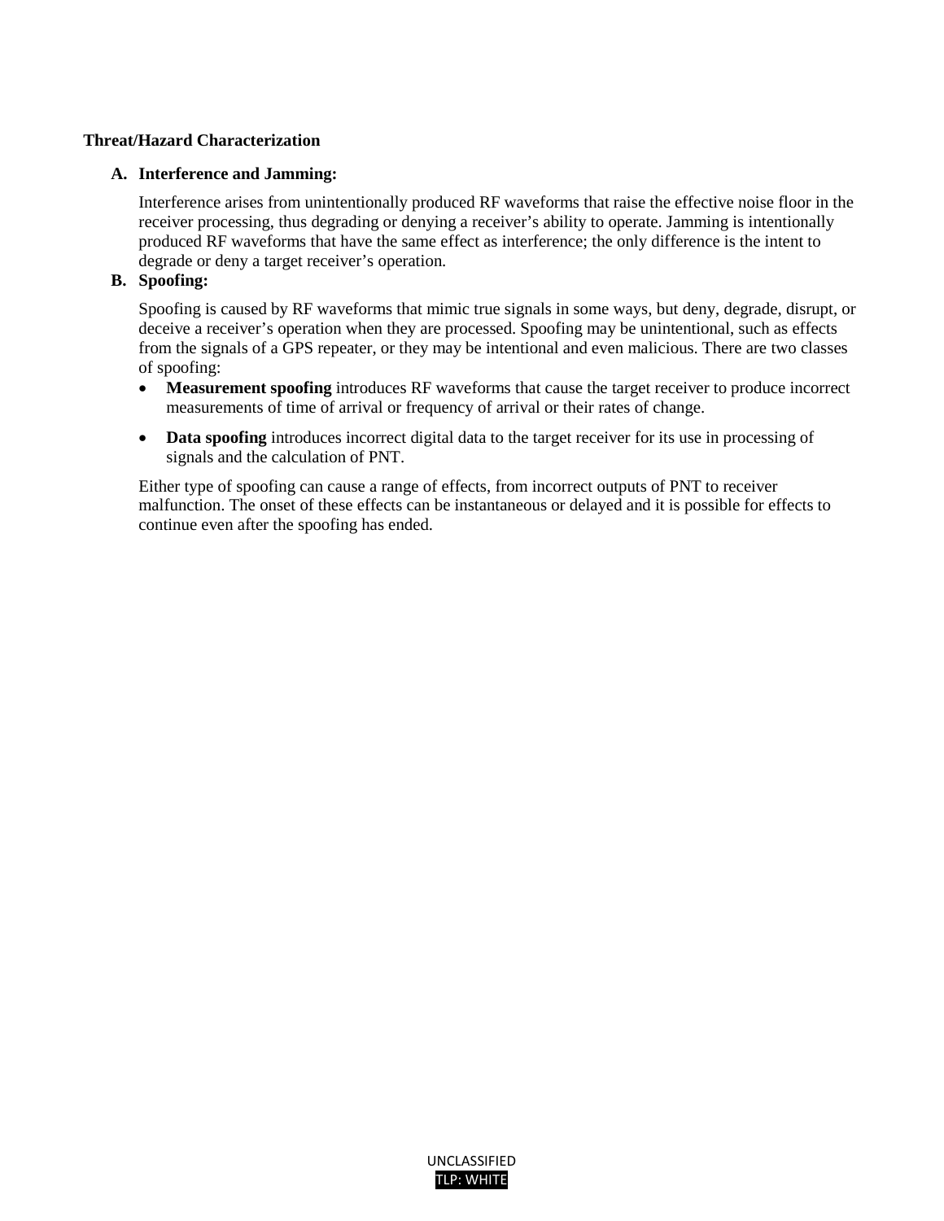**Threat/Hazard Characterization**

**A. Interference and Jamming:**

Interference arises from unintentionally produced RF waveforms that raise the effective noise floor in the receiver processing, thus degrading or denying a receiver's ability to operate. Jamming is intentionally produced RF waveforms that have the same effect as interference; the only difference is the intent to degrade or deny a target receiver's operation.

**B. Spoofing:**

Spoofing is caused by RF waveforms that mimic true signals in some ways, but deny, degrade, disrupt, or deceive a receiver's operation when they are processed. Spoofing may be unintentional, such as effects from the signals of a GPS repeater, or they may be intentional and even malicious. There are two classes of spoofing:

- **Measurement spoofing** introduces RF waveforms that cause the target receiver to produce incorrect measurements of time of arrival or frequency of arrival or their rates of change.
- **Data spoofing** introduces incorrect digital data to the target receiver for its use in processing of signals and the calculation of PNT.

Either type of spoofing can cause a range of effects, from incorrect outputs of PNT to receiver malfunction. The onset of these effects can be instantaneous or delayed and it is possible for effects to continue even after the spoofing has ended.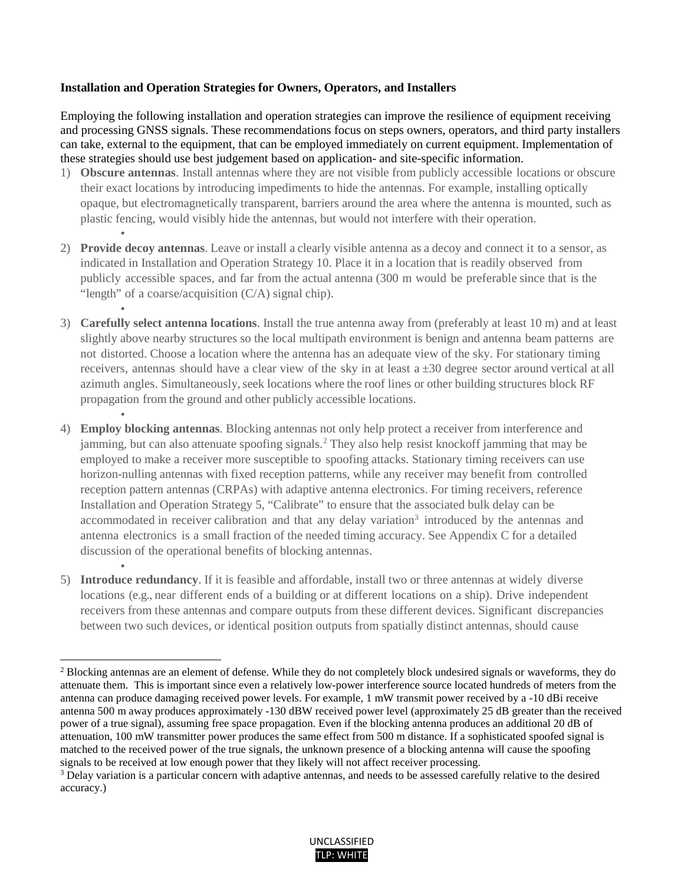**Installation and Operation Strategies for Owners, Operators, and Installers**

Employing the following installation and operation strategies can improve the resilience of equipment receiving and processing GNSS signals. These recommendations focus on steps owners, operators, and third party installers can take, external to the equipment, that can be employed immediately on current equipment. Implementation of these strategies should use best judgement based on application- and site-specific information.

1) **Obscure antennas**. Install antennas where they are not visible from publicly accessible locations or obscure their exact locations by introducing impediments to hide the antennas. For example, installing optically opaque, but electromagnetically transparent, barriers around the area where the antenna is mounted, such as plastic fencing, would visibly hide the antennas, but would not interfere with their operation.

2) **Provide decoy antennas**. Leave or install a clearly visible antenna as a decoy and connect it to a sensor, as indicated in Installation and Operation Strategy 10. Place it in a location that is readily observed from publicly accessible spaces, and far from the actual antenna (300 m would be preferable since that is the "length" of a coarse/acquisition (C/A) signal chip).

3) **Carefully select antenna locations**. Install the true antenna away from (preferably at least 10 m) and at least slightly above nearby structures so the local multipath environment is benign and antenna beam patterns are not distorted. Choose a location where the antenna has an adequate view of the sky. For stationary timing receivers, antennas should have a clear view of the sky in at least a ±30 degree sector around vertical at all azimuth angles. Simultaneously, seek locations where the roof lines or other building structures block RF propagation from the ground and other publicly accessible locations.

4) **Employ blocking antennas**. Blocking antennas not only help protect a receiver from interference and jamming, but can also attenuate spoofing signals.[2] They also help resist knockoff jamming that may be employed to make a receiver more susceptible to spoofing attacks. Stationary timing receivers can use horizon-nulling antennas with fixed reception patterns, while any receiver may benefit from controlled reception pattern antennas (CRPAs) with adaptive antenna electronics. For timing receivers, reference Installation and Operation Strategy 5, "Calibrate" to ensure that the associated bulk delay can be accommodated in receiver calibration and that any delay variation[3] introduced by the antennas and antenna electronics is a small fraction of the needed timing accuracy. See Appendix C for a detailed discussion of the operational benefits of blocking antennas.

5) **Introduce redundancy**. If it is feasible and affordable, install two or three antennas at widely diverse locations (e.g., near different ends of a building or at different locations on a ship). Drive independent receivers from these antennas and compare outputs from these different devices. Significant discrepancies between two such devices, or identical position outputs from spatially distinct antennas, should cause

---

[2] Blocking antennas are an element of defense. While they do not completely block undesired signals or waveforms, they do attenuate them. This is important since even a relatively low-power interference source located hundreds of meters from the antenna can produce damaging received power levels. For example, 1 mW transmit power received by a -10 dBi receive antenna 500 m away produces approximately -130 dBW received power level (approximately 25 dB greater than the received power of a true signal), assuming free space propagation. Even if the blocking antenna produces an additional 20 dB of attenuation, 100 mW transmitter power produces the same effect from 500 m distance. If a sophisticated spoofed signal is matched to the received power of the true signals, the unknown presence of a blocking antenna will cause the spoofing signals to be received at low enough power that they likely will not affect receiver processing.

[3] Delay variation is a particular concern with adaptive antennas, and needs to be assessed carefully relative to the desired accuracy.)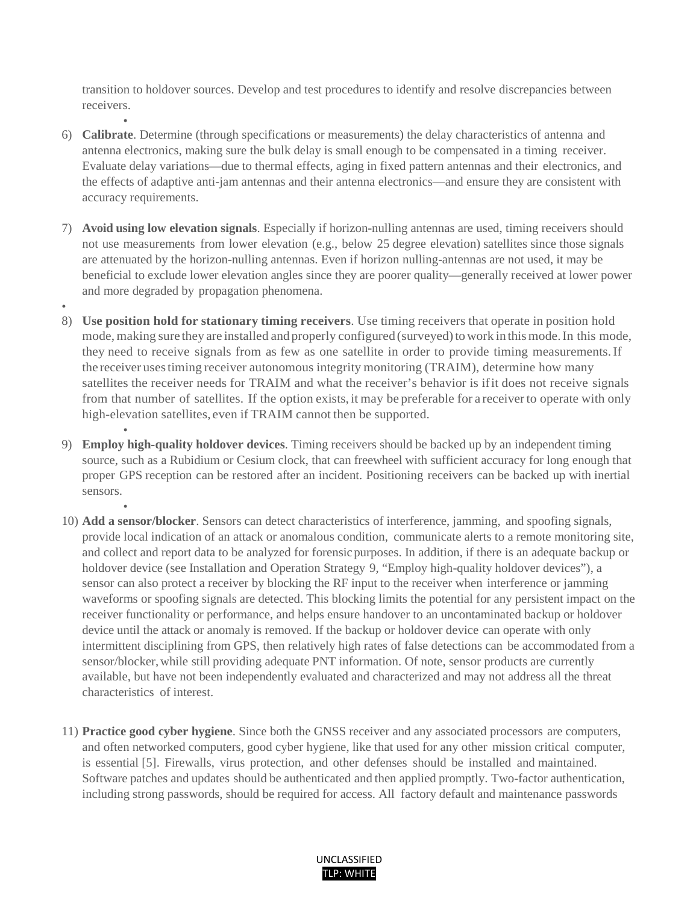transition to holdover sources. Develop and test procedures to identify and resolve discrepancies between receivers.

6) **Calibrate**. Determine (through specifications or measurements) the delay characteristics of antenna and antenna electronics, making sure the bulk delay is small enough to be compensated in a timing receiver. Evaluate delay variations—due to thermal effects, aging in fixed pattern antennas and their electronics, and the effects of adaptive anti-jam antennas and their antenna electronics—and ensure they are consistent with accuracy requirements.

7) **Avoid using low elevation signals**. Especially if horizon-nulling antennas are used, timing receivers should not use measurements from lower elevation (e.g., below 25 degree elevation) satellites since those signals are attenuated by the horizon-nulling antennas. Even if horizon nulling-antennas are not used, it may be beneficial to exclude lower elevation angles since they are poorer quality—generally received at lower power and more degraded by propagation phenomena.

8) **Use position hold for stationary timing receivers**. Use timing receivers that operate in position hold mode, making sure they are installed and properly configured (surveyed) to work in this mode. In this mode, they need to receive signals from as few as one satellite in order to provide timing measurements. If the receiver uses timing receiver autonomous integrity monitoring (TRAIM), determine how many satellites the receiver needs for TRAIM and what the receiver's behavior is if it does not receive signals from that number of satellites. If the option exists, it may be preferable for a receiver to operate with only high-elevation satellites, even if TRAIM cannot then be supported.

9) **Employ high-quality holdover devices**. Timing receivers should be backed up by an independent timing source, such as a Rubidium or Cesium clock, that can freewheel with sufficient accuracy for long enough that proper GPS reception can be restored after an incident. Positioning receivers can be backed up with inertial sensors.

10) **Add a sensor/blocker**. Sensors can detect characteristics of interference, jamming, and spoofing signals, provide local indication of an attack or anomalous condition, communicate alerts to a remote monitoring site, and collect and report data to be analyzed for forensic purposes. In addition, if there is an adequate backup or holdover device (see Installation and Operation Strategy 9, "Employ high-quality holdover devices"), a sensor can also protect a receiver by blocking the RF input to the receiver when interference or jamming waveforms or spoofing signals are detected. This blocking limits the potential for any persistent impact on the receiver functionality or performance, and helps ensure handover to an uncontaminated backup or holdover device until the attack or anomaly is removed. If the backup or holdover device can operate with only intermittent disciplining from GPS, then relatively high rates of false detections can be accommodated from a sensor/blocker, while still providing adequate PNT information. Of note, sensor products are currently available, but have not been independently evaluated and characterized and may not address all the threat characteristics of interest.

11) **Practice good cyber hygiene**. Since both the GNSS receiver and any associated processors are computers, and often networked computers, good cyber hygiene, like that used for any other mission critical computer, is essential [5]. Firewalls, virus protection, and other defenses should be installed and maintained. Software patches and updates should be authenticated and then applied promptly. Two-factor authentication, including strong passwords, should be required for access. All factory default and maintenance passwords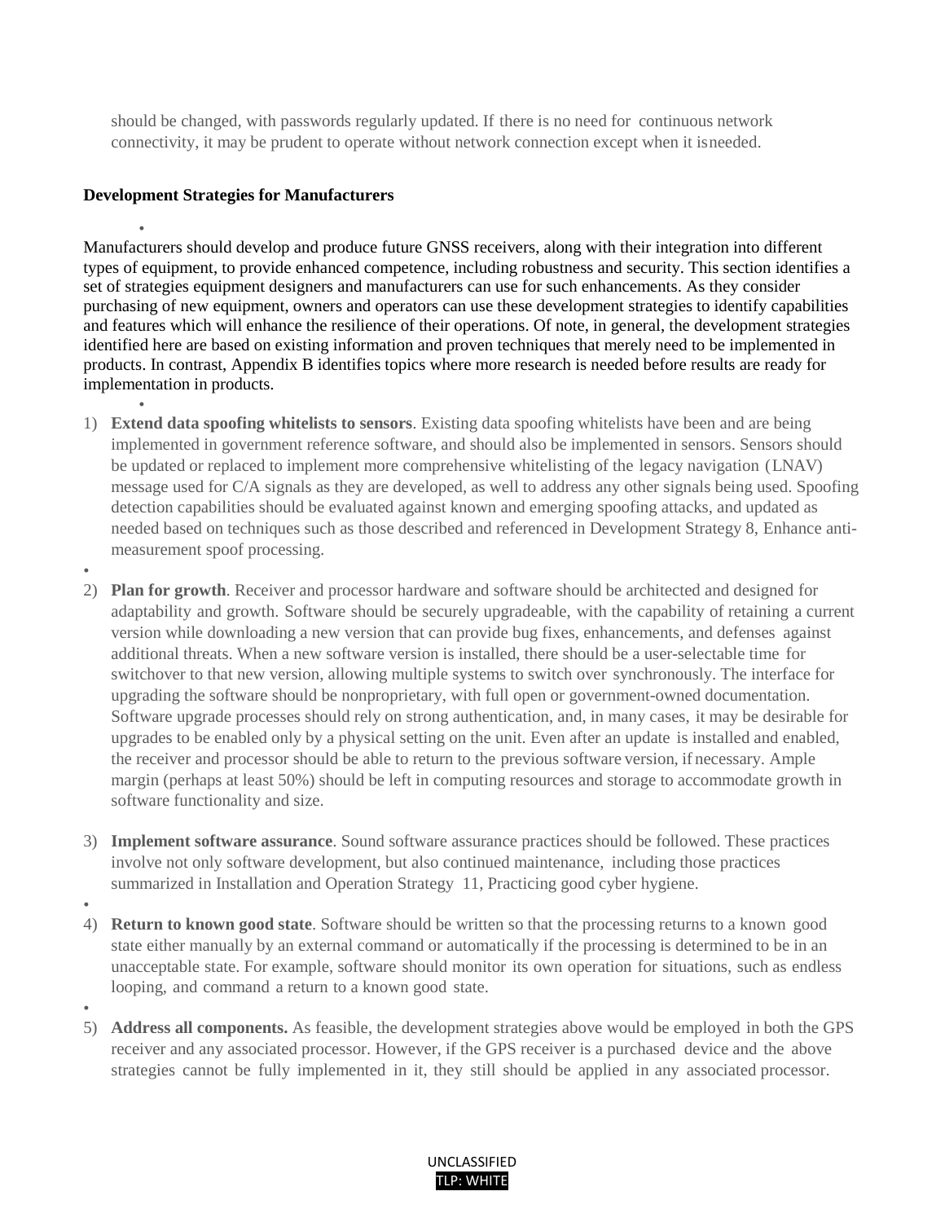should be changed, with passwords regularly updated. If there is no need for continuous network connectivity, it may be prudent to operate without network connection except when it is needed.

## Development Strategies for Manufacturers

Manufacturers should develop and produce future GNSS receivers, along with their integration into different types of equipment, to provide enhanced competence, including robustness and security. This section identifies a set of strategies equipment designers and manufacturers can use for such enhancements. As they consider purchasing of new equipment, owners and operators can use these development strategies to identify capabilities and features which will enhance the resilience of their operations. Of note, in general, the development strategies identified here are based on existing information and proven techniques that merely need to be implemented in products. In contrast, Appendix B identifies topics where more research is needed before results are ready for implementation in products.

1) **Extend data spoofing whitelists to sensors**. Existing data spoofing whitelists have been and are being implemented in government reference software, and should also be implemented in sensors. Sensors should be updated or replaced to implement more comprehensive whitelisting of the legacy navigation (LNAV) message used for C/A signals as they are developed, as well to address any other signals being used. Spoofing detection capabilities should be evaluated against known and emerging spoofing attacks, and updated as needed based on techniques such as those described and referenced in Development Strategy 8, Enhance anti-measurement spoof processing.

2) **Plan for growth**. Receiver and processor hardware and software should be architected and designed for adaptability and growth. Software should be securely upgradeable, with the capability of retaining a current version while downloading a new version that can provide bug fixes, enhancements, and defenses against additional threats. When a new software version is installed, there should be a user-selectable time for switchover to that new version, allowing multiple systems to switch over synchronously. The interface for upgrading the software should be nonproprietary, with full open or government-owned documentation. Software upgrade processes should rely on strong authentication, and, in many cases, it may be desirable for upgrades to be enabled only by a physical setting on the unit. Even after an update is installed and enabled, the receiver and processor should be able to return to the previous software version, if necessary. Ample margin (perhaps at least 50%) should be left in computing resources and storage to accommodate growth in software functionality and size.

3) **Implement software assurance**. Sound software assurance practices should be followed. These practices involve not only software development, but also continued maintenance, including those practices summarized in Installation and Operation Strategy 11, Practicing good cyber hygiene.

4) **Return to known good state**. Software should be written so that the processing returns to a known good state either manually by an external command or automatically if the processing is determined to be in an unacceptable state. For example, software should monitor its own operation for situations, such as endless looping, and command a return to a known good state.

5) **Address all components.** As feasible, the development strategies above would be employed in both the GPS receiver and any associated processor. However, if the GPS receiver is a purchased device and the above strategies cannot be fully implemented in it, they still should be applied in any associated processor.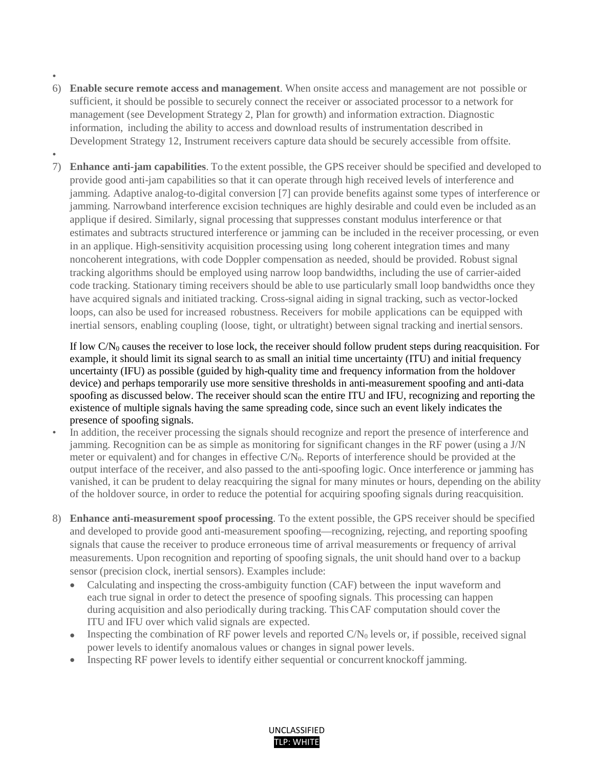6) **Enable secure remote access and management**. When onsite access and management are not possible or sufficient, it should be possible to securely connect the receiver or associated processor to a network for management (see Development Strategy 2, Plan for growth) and information extraction. Diagnostic information, including the ability to access and download results of instrumentation described in Development Strategy 12, Instrument receivers capture data should be securely accessible from offsite.

7) **Enhance anti-jam capabilities**. To the extent possible, the GPS receiver should be specified and developed to provide good anti-jam capabilities so that it can operate through high received levels of interference and jamming. Adaptive analog-to-digital conversion [7] can provide benefits against some types of interference or jamming. Narrowband interference excision techniques are highly desirable and could even be included as an applique if desired. Similarly, signal processing that suppresses constant modulus interference or that estimates and subtracts structured interference or jamming can be included in the receiver processing, or even in an applique. High-sensitivity acquisition processing using long coherent integration times and many noncoherent integrations, with code Doppler compensation as needed, should be provided. Robust signal tracking algorithms should be employed using narrow loop bandwidths, including the use of carrier-aided code tracking. Stationary timing receivers should be able to use particularly small loop bandwidths once they have acquired signals and initiated tracking. Cross-signal aiding in signal tracking, such as vector-locked loops, can also be used for increased robustness. Receivers for mobile applications can be equipped with inertial sensors, enabling coupling (loose, tight, or ultratight) between signal tracking and inertial sensors.

   If low $C/N_0$ causes the receiver to lose lock, the receiver should follow prudent steps during reacquisition. For example, it should limit its signal search to as small an initial time uncertainty (ITU) and initial frequency uncertainty (IFU) as possible (guided by high-quality time and frequency information from the holdover device) and perhaps temporarily use more sensitive thresholds in anti-measurement spoofing and anti-data spoofing as discussed below. The receiver should scan the entire ITU and IFU, recognizing and reporting the existence of multiple signals having the same spreading code, since such an event likely indicates the presence of spoofing signals.

   In addition, the receiver processing the signals should recognize and report the presence of interference and jamming. Recognition can be as simple as monitoring for significant changes in the RF power (using a J/N meter or equivalent) and for changes in effective $C/N_0$. Reports of interference should be provided at the output interface of the receiver, and also passed to the anti-spoofing logic. Once interference or jamming has vanished, it can be prudent to delay reacquiring the signal for many minutes or hours, depending on the ability of the holdover source, in order to reduce the potential for acquiring spoofing signals during reacquisition.

8) **Enhance anti-measurement spoof processing**. To the extent possible, the GPS receiver should be specified and developed to provide good anti-measurement spoofing—recognizing, rejecting, and reporting spoofing signals that cause the receiver to produce erroneous time of arrival measurements or frequency of arrival measurements. Upon recognition and reporting of spoofing signals, the unit should hand over to a backup sensor (precision clock, inertial sensors). Examples include:
   - Calculating and inspecting the cross-ambiguity function (CAF) between the input waveform and each true signal in order to detect the presence of spoofing signals. This processing can happen during acquisition and also periodically during tracking. This CAF computation should cover the ITU and IFU over which valid signals are expected.
   - Inspecting the combination of RF power levels and reported $C/N_0$ levels or, if possible, received signal power levels to identify anomalous values or changes in signal power levels.
   - Inspecting RF power levels to identify either sequential or concurrent knockoff jamming.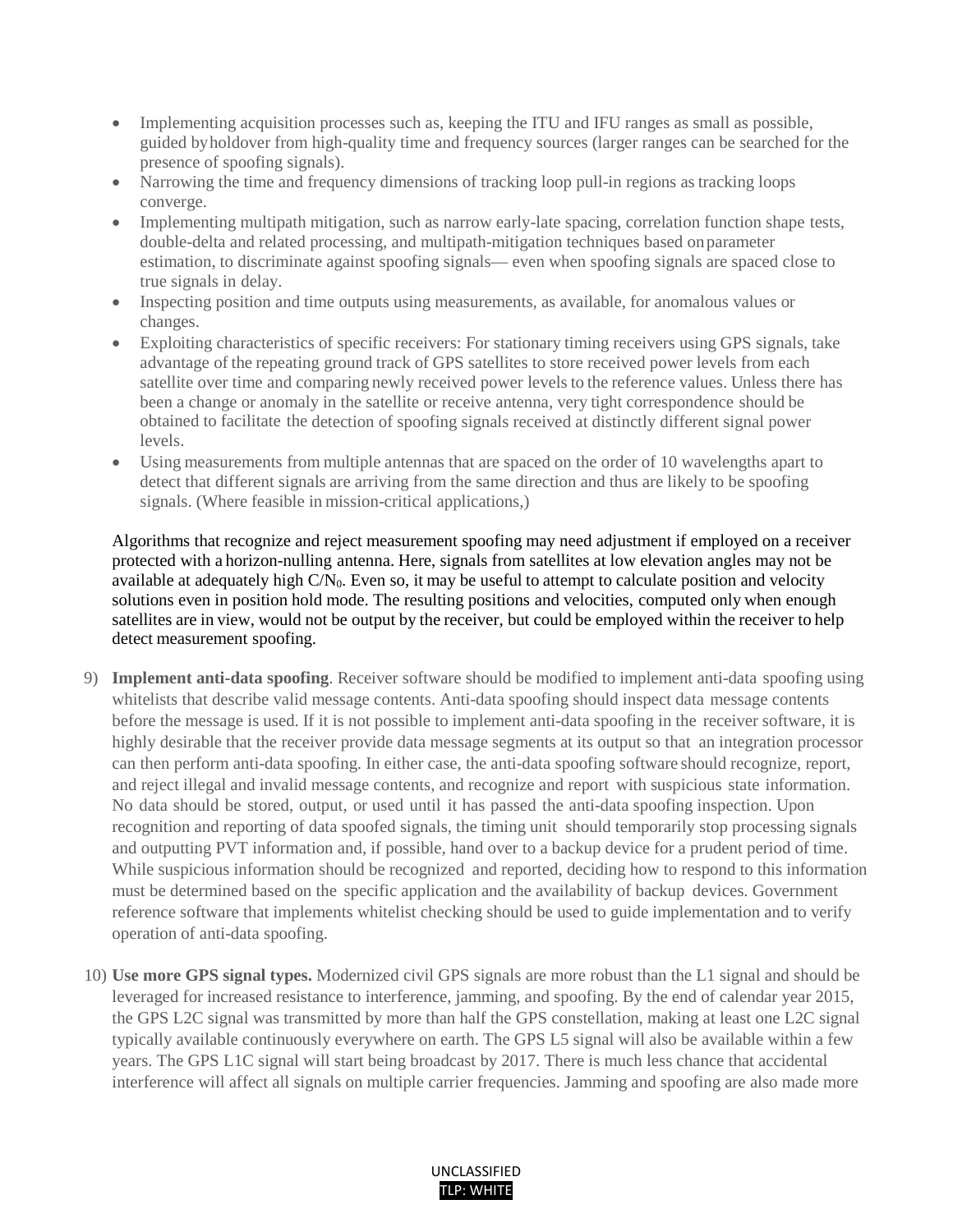- Implementing acquisition processes such as, keeping the ITU and IFU ranges as small as possible, guided by holdover from high-quality time and frequency sources (larger ranges can be searched for the presence of spoofing signals).
- Narrowing the time and frequency dimensions of tracking loop pull-in regions as tracking loops converge.
- Implementing multipath mitigation, such as narrow early-late spacing, correlation function shape tests, double-delta and related processing, and multipath-mitigation techniques based on parameter estimation, to discriminate against spoofing signals— even when spoofing signals are spaced close to true signals in delay.
- Inspecting position and time outputs using measurements, as available, for anomalous values or changes.
- Exploiting characteristics of specific receivers: For stationary timing receivers using GPS signals, take advantage of the repeating ground track of GPS satellites to store received power levels from each satellite over time and comparing newly received power levels to the reference values. Unless there has been a change or anomaly in the satellite or receive antenna, very tight correspondence should be obtained to facilitate the detection of spoofing signals received at distinctly different signal power levels.
- Using measurements from multiple antennas that are spaced on the order of 10 wavelengths apart to detect that different signals are arriving from the same direction and thus are likely to be spoofing signals. (Where feasible in mission-critical applications,)

Algorithms that recognize and reject measurement spoofing may need adjustment if employed on a receiver protected with a horizon-nulling antenna. Here, signals from satellites at low elevation angles may not be available at adequately high $C/N_0$. Even so, it may be useful to attempt to calculate position and velocity solutions even in position hold mode. The resulting positions and velocities, computed only when enough satellites are in view, would not be output by the receiver, but could be employed within the receiver to help detect measurement spoofing.

9) **Implement anti-data spoofing**. Receiver software should be modified to implement anti-data spoofing using whitelists that describe valid message contents. Anti-data spoofing should inspect data message contents before the message is used. If it is not possible to implement anti-data spoofing in the receiver software, it is highly desirable that the receiver provide data message segments at its output so that an integration processor can then perform anti-data spoofing. In either case, the anti-data spoofing software should recognize, report, and reject illegal and invalid message contents, and recognize and report with suspicious state information. No data should be stored, output, or used until it has passed the anti-data spoofing inspection. Upon recognition and reporting of data spoofed signals, the timing unit should temporarily stop processing signals and outputting PVT information and, if possible, hand over to a backup device for a prudent period of time. While suspicious information should be recognized and reported, deciding how to respond to this information must be determined based on the specific application and the availability of backup devices. Government reference software that implements whitelist checking should be used to guide implementation and to verify operation of anti-data spoofing.

10) **Use more GPS signal types.** Modernized civil GPS signals are more robust than the L1 signal and should be leveraged for increased resistance to interference, jamming, and spoofing. By the end of calendar year 2015, the GPS L2C signal was transmitted by more than half the GPS constellation, making at least one L2C signal typically available continuously everywhere on earth. The GPS L5 signal will also be available within a few years. The GPS L1C signal will start being broadcast by 2017. There is much less chance that accidental interference will affect all signals on multiple carrier frequencies. Jamming and spoofing are also made more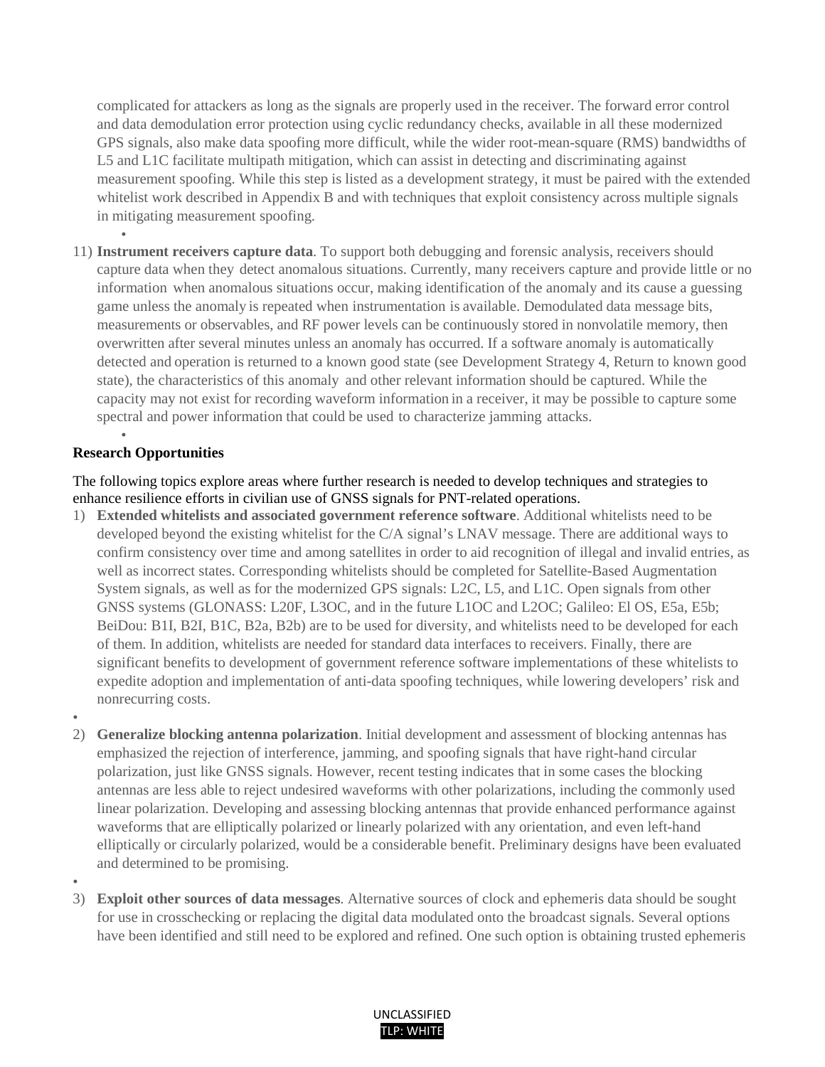complicated for attackers as long as the signals are properly used in the receiver. The forward error control and data demodulation error protection using cyclic redundancy checks, available in all these modernized GPS signals, also make data spoofing more difficult, while the wider root-mean-square (RMS) bandwidths of L5 and L1C facilitate multipath mitigation, which can assist in detecting and discriminating against measurement spoofing. While this step is listed as a development strategy, it must be paired with the extended whitelist work described in Appendix B and with techniques that exploit consistency across multiple signals in mitigating measurement spoofing.

11) **Instrument receivers capture data**. To support both debugging and forensic analysis, receivers should capture data when they detect anomalous situations. Currently, many receivers capture and provide little or no information when anomalous situations occur, making identification of the anomaly and its cause a guessing game unless the anomaly is repeated when instrumentation is available. Demodulated data message bits, measurements or observables, and RF power levels can be continuously stored in nonvolatile memory, then overwritten after several minutes unless an anomaly has occurred. If a software anomaly is automatically detected and operation is returned to a known good state (see Development Strategy 4, Return to known good state), the characteristics of this anomaly and other relevant information should be captured. While the capacity may not exist for recording waveform information in a receiver, it may be possible to capture some spectral and power information that could be used to characterize jamming attacks.

**Research Opportunities**

The following topics explore areas where further research is needed to develop techniques and strategies to enhance resilience efforts in civilian use of GNSS signals for PNT-related operations.

1) **Extended whitelists and associated government reference software**. Additional whitelists need to be developed beyond the existing whitelist for the C/A signal's LNAV message. There are additional ways to confirm consistency over time and among satellites in order to aid recognition of illegal and invalid entries, as well as incorrect states. Corresponding whitelists should be completed for Satellite-Based Augmentation System signals, as well as for the modernized GPS signals: L2C, L5, and L1C. Open signals from other GNSS systems (GLONASS: L20F, L3OC, and in the future L1OC and L2OC; Galileo: El OS, E5a, E5b; BeiDou: B1I, B2I, B1C, B2a, B2b) are to be used for diversity, and whitelists need to be developed for each of them. In addition, whitelists are needed for standard data interfaces to receivers. Finally, there are significant benefits to development of government reference software implementations of these whitelists to expedite adoption and implementation of anti-data spoofing techniques, while lowering developers' risk and nonrecurring costs.

2) **Generalize blocking antenna polarization**. Initial development and assessment of blocking antennas has emphasized the rejection of interference, jamming, and spoofing signals that have right-hand circular polarization, just like GNSS signals. However, recent testing indicates that in some cases the blocking antennas are less able to reject undesired waveforms with other polarizations, including the commonly used linear polarization. Developing and assessing blocking antennas that provide enhanced performance against waveforms that are elliptically polarized or linearly polarized with any orientation, and even left-hand elliptically or circularly polarized, would be a considerable benefit. Preliminary designs have been evaluated and determined to be promising.

3) **Exploit other sources of data messages**. Alternative sources of clock and ephemeris data should be sought for use in crosschecking or replacing the digital data modulated onto the broadcast signals. Several options have been identified and still need to be explored and refined. One such option is obtaining trusted ephemeris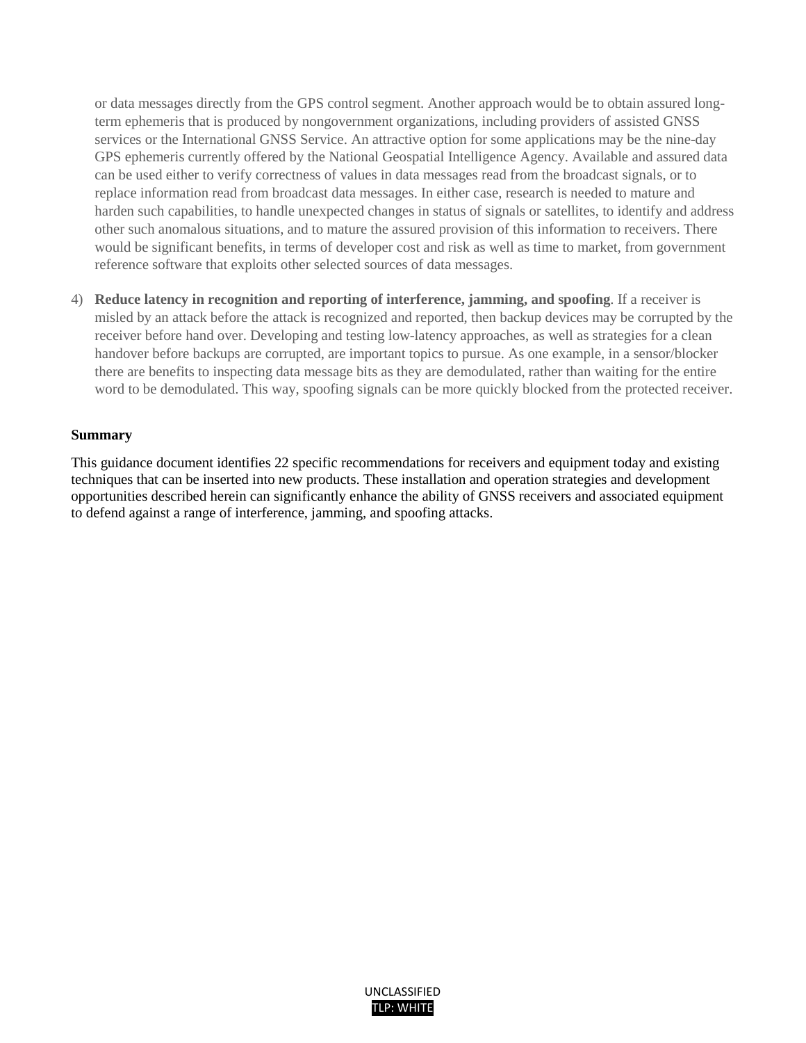or data messages directly from the GPS control segment. Another approach would be to obtain assured long-term ephemeris that is produced by nongovernment organizations, including providers of assisted GNSS services or the International GNSS Service. An attractive option for some applications may be the nine-day GPS ephemeris currently offered by the National Geospatial Intelligence Agency. Available and assured data can be used either to verify correctness of values in data messages read from the broadcast signals, or to replace information read from broadcast data messages. In either case, research is needed to mature and harden such capabilities, to handle unexpected changes in status of signals or satellites, to identify and address other such anomalous situations, and to mature the assured provision of this information to receivers. There would be significant benefits, in terms of developer cost and risk as well as time to market, from government reference software that exploits other selected sources of data messages.

4) **Reduce latency in recognition and reporting of interference, jamming, and spoofing**. If a receiver is misled by an attack before the attack is recognized and reported, then backup devices may be corrupted by the receiver before hand over. Developing and testing low-latency approaches, as well as strategies for a clean handover before backups are corrupted, are important topics to pursue. As one example, in a sensor/blocker there are benefits to inspecting data message bits as they are demodulated, rather than waiting for the entire word to be demodulated. This way, spoofing signals can be more quickly blocked from the protected receiver.

**Summary**

This guidance document identifies 22 specific recommendations for receivers and equipment today and existing techniques that can be inserted into new products. These installation and operation strategies and development opportunities described herein can significantly enhance the ability of GNSS receivers and associated equipment to defend against a range of interference, jamming, and spoofing attacks.

UNCLASSIFIED
TLP: WHITE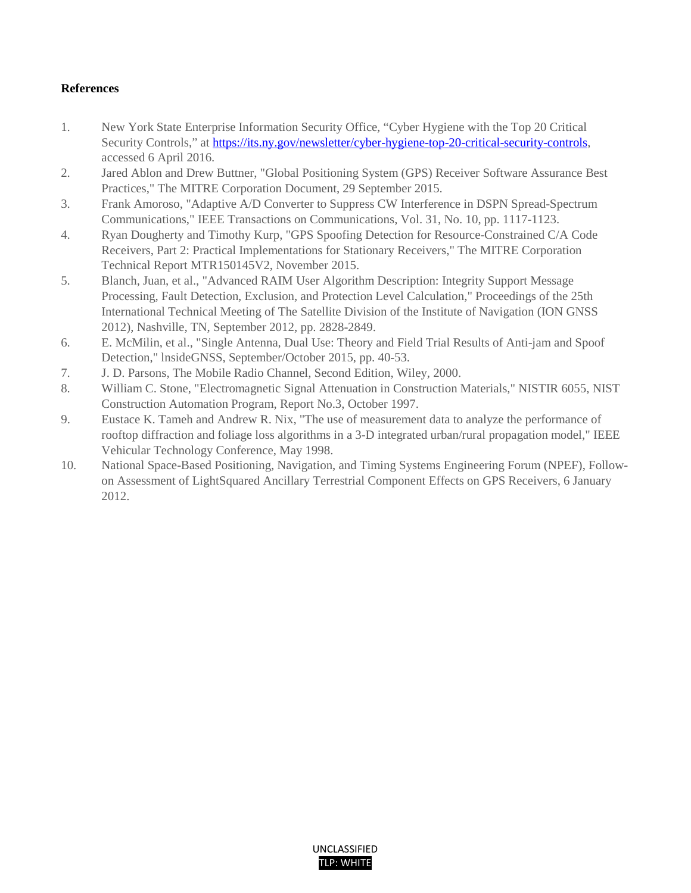**References**

1. New York State Enterprise Information Security Office, "Cyber Hygiene with the Top 20 Critical Security Controls," at [https://its.ny.gov/newsletter/cyber-hygiene-top-20-critical-security-controls](https://its.ny.gov/newsletter/cyber-hygiene-top-20-critical-security-controls), accessed 6 April 2016.
2. Jared Ablon and Drew Buttner, "Global Positioning System (GPS) Receiver Software Assurance Best Practices," The MITRE Corporation Document, 29 September 2015.
3. Frank Amoroso, "Adaptive A/D Converter to Suppress CW Interference in DSPN Spread-Spectrum Communications," IEEE Transactions on Communications, Vol. 31, No. 10, pp. 1117-1123.
4. Ryan Dougherty and Timothy Kurp, "GPS Spoofing Detection for Resource-Constrained C/A Code Receivers, Part 2: Practical Implementations for Stationary Receivers," The MITRE Corporation Technical Report MTR150145V2, November 2015.
5. Blanch, Juan, et al., "Advanced RAIM User Algorithm Description: Integrity Support Message Processing, Fault Detection, Exclusion, and Protection Level Calculation," Proceedings of the 25th International Technical Meeting of The Satellite Division of the Institute of Navigation (ION GNSS 2012), Nashville, TN, September 2012, pp. 2828-2849.
6. E. McMilin, et al., "Single Antenna, Dual Use: Theory and Field Trial Results of Anti-jam and Spoof Detection," lnsideGNSS, September/October 2015, pp. 40-53.
7. J. D. Parsons, The Mobile Radio Channel, Second Edition, Wiley, 2000.
8. William C. Stone, "Electromagnetic Signal Attenuation in Construction Materials," NISTIR 6055, NIST Construction Automation Program, Report No.3, October 1997.
9. Eustace K. Tameh and Andrew R. Nix, "The use of measurement data to analyze the performance of rooftop diffraction and foliage loss algorithms in a 3-D integrated urban/rural propagation model," IEEE Vehicular Technology Conference, May 1998.
10. National Space-Based Positioning, Navigation, and Timing Systems Engineering Forum (NPEF), Follow-on Assessment of LightSquared Ancillary Terrestrial Component Effects on GPS Receivers, 6 January 2012.

UNCLASSIFIED
TLP: WHITE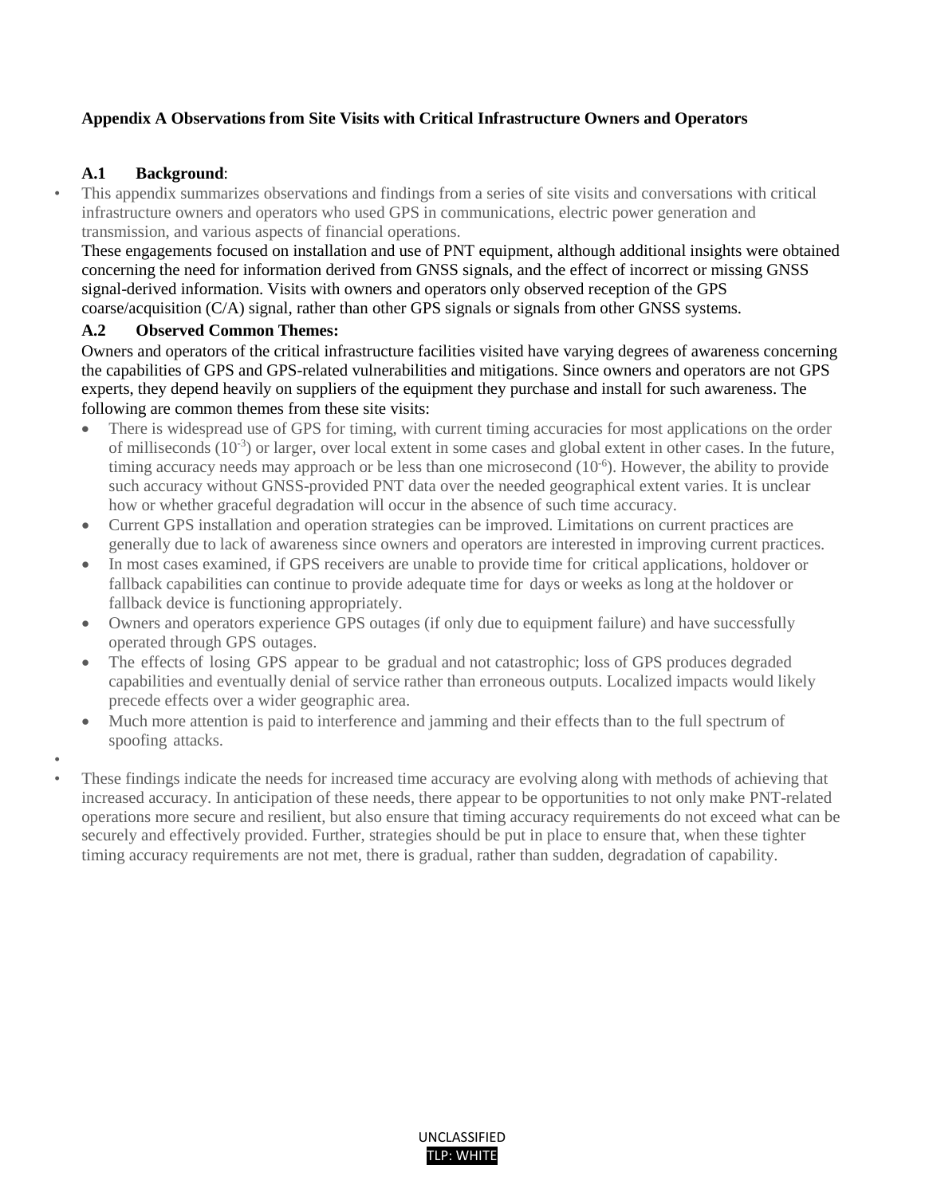## Appendix A Observations from Site Visits with Critical Infrastructure Owners and Operators

### A.1 Background:

This appendix summarizes observations and findings from a series of site visits and conversations with critical infrastructure owners and operators who used GPS in communications, electric power generation and transmission, and various aspects of financial operations.

These engagements focused on installation and use of PNT equipment, although additional insights were obtained concerning the need for information derived from GNSS signals, and the effect of incorrect or missing GNSS signal-derived information. Visits with owners and operators only observed reception of the GPS coarse/acquisition (C/A) signal, rather than other GPS signals or signals from other GNSS systems.

### A.2 Observed Common Themes:

Owners and operators of the critical infrastructure facilities visited have varying degrees of awareness concerning the capabilities of GPS and GPS-related vulnerabilities and mitigations. Since owners and operators are not GPS experts, they depend heavily on suppliers of the equipment they purchase and install for such awareness. The following are common themes from these site visits:

- There is widespread use of GPS for timing, with current timing accuracies for most applications on the order of milliseconds ($10^{-3}$) or larger, over local extent in some cases and global extent in other cases. In the future, timing accuracy needs may approach or be less than one microsecond ($10^{-6}$). However, the ability to provide such accuracy without GNSS-provided PNT data over the needed geographical extent varies. It is unclear how or whether graceful degradation will occur in the absence of such time accuracy.
- Current GPS installation and operation strategies can be improved. Limitations on current practices are generally due to lack of awareness since owners and operators are interested in improving current practices.
- In most cases examined, if GPS receivers are unable to provide time for critical applications, holdover or fallback capabilities can continue to provide adequate time for days or weeks as long at the holdover or fallback device is functioning appropriately.
- Owners and operators experience GPS outages (if only due to equipment failure) and have successfully operated through GPS outages.
- The effects of losing GPS appear to be gradual and not catastrophic; loss of GPS produces degraded capabilities and eventually denial of service rather than erroneous outputs. Localized impacts would likely precede effects over a wider geographic area.
- Much more attention is paid to interference and jamming and their effects than to the full spectrum of spoofing attacks.

These findings indicate the needs for increased time accuracy are evolving along with methods of achieving that increased accuracy. In anticipation of these needs, there appear to be opportunities to not only make PNT-related operations more secure and resilient, but also ensure that timing accuracy requirements do not exceed what can be securely and effectively provided. Further, strategies should be put in place to ensure that, when these tighter timing accuracy requirements are not met, there is gradual, rather than sudden, degradation of capability.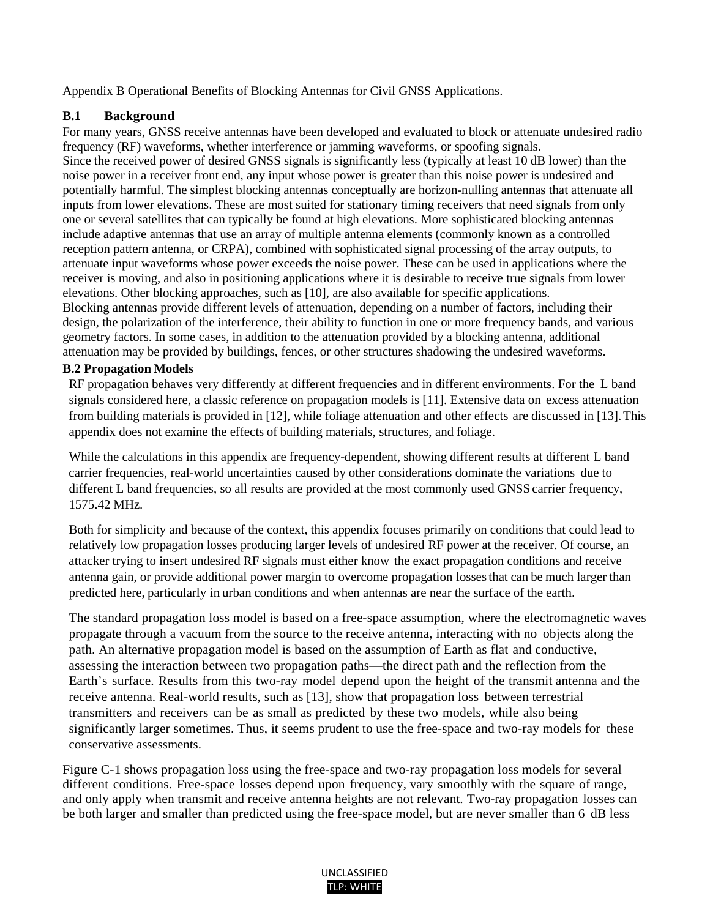Appendix B Operational Benefits of Blocking Antennas for Civil GNSS Applications.

## B.1 Background

For many years, GNSS receive antennas have been developed and evaluated to block or attenuate undesired radio frequency (RF) waveforms, whether interference or jamming waveforms, or spoofing signals.

Since the received power of desired GNSS signals is significantly less (typically at least 10 dB lower) than the noise power in a receiver front end, any input whose power is greater than this noise power is undesired and potentially harmful. The simplest blocking antennas conceptually are horizon-nulling antennas that attenuate all inputs from lower elevations. These are most suited for stationary timing receivers that need signals from only one or several satellites that can typically be found at high elevations. More sophisticated blocking antennas include adaptive antennas that use an array of multiple antenna elements (commonly known as a controlled reception pattern antenna, or CRPA), combined with sophisticated signal processing of the array outputs, to attenuate input waveforms whose power exceeds the noise power. These can be used in applications where the receiver is moving, and also in positioning applications where it is desirable to receive true signals from lower elevations. Other blocking approaches, such as [10], are also available for specific applications.

Blocking antennas provide different levels of attenuation, depending on a number of factors, including their design, the polarization of the interference, their ability to function in one or more frequency bands, and various geometry factors. In some cases, in addition to the attenuation provided by a blocking antenna, additional attenuation may be provided by buildings, fences, or other structures shadowing the undesired waveforms.

## B.2 Propagation Models

RF propagation behaves very differently at different frequencies and in different environments. For the L band signals considered here, a classic reference on propagation models is [11]. Extensive data on excess attenuation from building materials is provided in [12], while foliage attenuation and other effects are discussed in [13]. This appendix does not examine the effects of building materials, structures, and foliage.

While the calculations in this appendix are frequency-dependent, showing different results at different L band carrier frequencies, real-world uncertainties caused by other considerations dominate the variations due to different L band frequencies, so all results are provided at the most commonly used GNSS carrier frequency, 1575.42 MHz.

Both for simplicity and because of the context, this appendix focuses primarily on conditions that could lead to relatively low propagation losses producing larger levels of undesired RF power at the receiver. Of course, an attacker trying to insert undesired RF signals must either know the exact propagation conditions and receive antenna gain, or provide additional power margin to overcome propagation losses that can be much larger than predicted here, particularly in urban conditions and when antennas are near the surface of the earth.

The standard propagation loss model is based on a free-space assumption, where the electromagnetic waves propagate through a vacuum from the source to the receive antenna, interacting with no objects along the path. An alternative propagation model is based on the assumption of Earth as flat and conductive, assessing the interaction between two propagation paths—the direct path and the reflection from the Earth's surface. Results from this two-ray model depend upon the height of the transmit antenna and the receive antenna. Real-world results, such as [13], show that propagation loss between terrestrial transmitters and receivers can be as small as predicted by these two models, while also being significantly larger sometimes. Thus, it seems prudent to use the free-space and two-ray models for these conservative assessments.

Figure C-1 shows propagation loss using the free-space and two-ray propagation loss models for several different conditions. Free-space losses depend upon frequency, vary smoothly with the square of range, and only apply when transmit and receive antenna heights are not relevant. Two-ray propagation losses can be both larger and smaller than predicted using the free-space model, but are never smaller than 6 dB less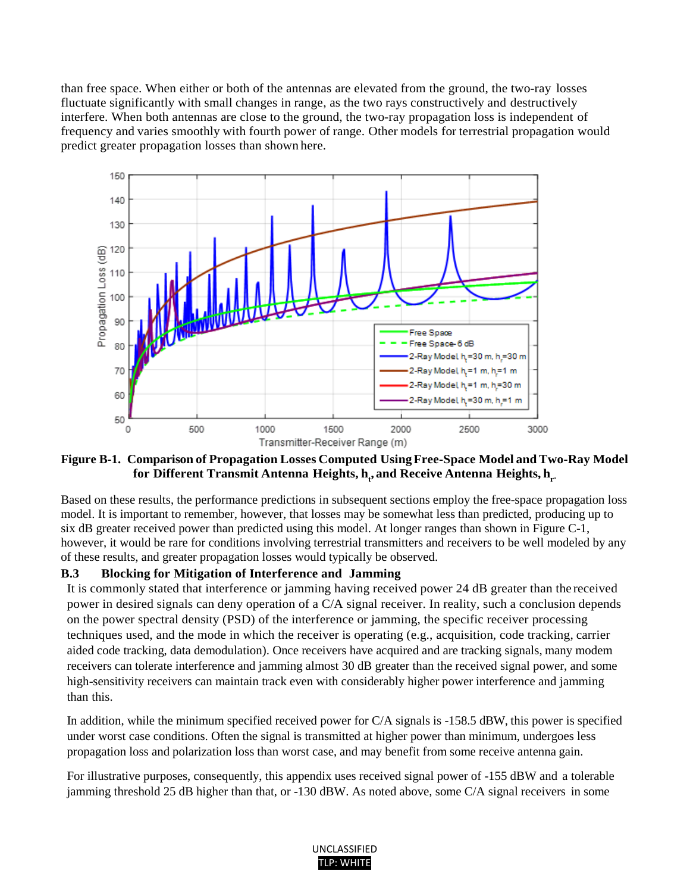than free space. When either or both of the antennas are elevated from the ground, the two-ray losses fluctuate significantly with small changes in range, as the two rays constructively and destructively interfere. When both antennas are close to the ground, the two-ray propagation loss is independent of frequency and varies smoothly with fourth power of range. Other models for terrestrial propagation would predict greater propagation losses than shown here.

**Figure B-1. Comparison of Propagation Losses Computed Using Free-Space Model and Two-Ray Model for Different Transmit Antenna Heights, $h_t$, and Receive Antenna Heights, $h_r$.**

Based on these results, the performance predictions in subsequent sections employ the free-space propagation loss model. It is important to remember, however, that losses may be somewhat less than predicted, producing up to six dB greater received power than predicted using this model. At longer ranges than shown in Figure C-1, however, it would be rare for conditions involving terrestrial transmitters and receivers to be well modeled by any of these results, and greater propagation losses would typically be observed.

### B.3 Blocking for Mitigation of Interference and Jamming

It is commonly stated that interference or jamming having received power 24 dB greater than the received power in desired signals can deny operation of a C/A signal receiver. In reality, such a conclusion depends on the power spectral density (PSD) of the interference or jamming, the specific receiver processing techniques used, and the mode in which the receiver is operating (e.g., acquisition, code tracking, carrier aided code tracking, data demodulation). Once receivers have acquired and are tracking signals, many modem receivers can tolerate interference and jamming almost 30 dB greater than the received signal power, and some high-sensitivity receivers can maintain track even with considerably higher power interference and jamming than this.

In addition, while the minimum specified received power for C/A signals is -158.5 dBW, this power is specified under worst case conditions. Often the signal is transmitted at higher power than minimum, undergoes less propagation loss and polarization loss than worst case, and may benefit from some receive antenna gain.

For illustrative purposes, consequently, this appendix uses received signal power of -155 dBW and a tolerable jamming threshold 25 dB higher than that, or -130 dBW. As noted above, some C/A signal receivers in some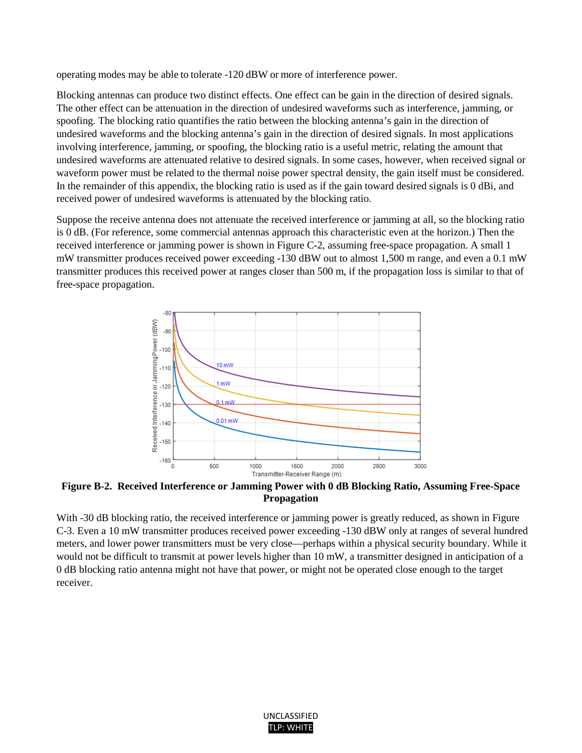operating modes may be able to tolerate -120 dBW or more of interference power.

Blocking antennas can produce two distinct effects. One effect can be gain in the direction of desired signals. The other effect can be attenuation in the direction of undesired waveforms such as interference, jamming, or spoofing. The blocking ratio quantifies the ratio between the blocking antenna's gain in the direction of undesired waveforms and the blocking antenna's gain in the direction of desired signals. In most applications involving interference, jamming, or spoofing, the blocking ratio is a useful metric, relating the amount that undesired waveforms are attenuated relative to desired signals. In some cases, however, when received signal or waveform power must be related to the thermal noise power spectral density, the gain itself must be considered. In the remainder of this appendix, the blocking ratio is used as if the gain toward desired signals is 0 dBi, and received power of undesired waveforms is attenuated by the blocking ratio.

Suppose the receive antenna does not attenuate the received interference or jamming at all, so the blocking ratio is 0 dB. (For reference, some commercial antennas approach this characteristic even at the horizon.) Then the received interference or jamming power is shown in Figure C-2, assuming free-space propagation. A small 1 mW transmitter produces received power exceeding -130 dBW out to almost 1,500 m range, and even a 0.1 mW transmitter produces this received power at ranges closer than 500 m, if the propagation loss is similar to that of free-space propagation.

**Figure B-2. Received Interference or Jamming Power with 0 dB Blocking Ratio, Assuming Free-Space Propagation**

With -30 dB blocking ratio, the received interference or jamming power is greatly reduced, as shown in Figure C-3. Even a 10 mW transmitter produces received power exceeding -130 dBW only at ranges of several hundred meters, and lower power transmitters must be very close—perhaps within a physical security boundary. While it would not be difficult to transmit at power levels higher than 10 mW, a transmitter designed in anticipation of a 0 dB blocking ratio antenna might not have that power, or might not be operated close enough to the target receiver.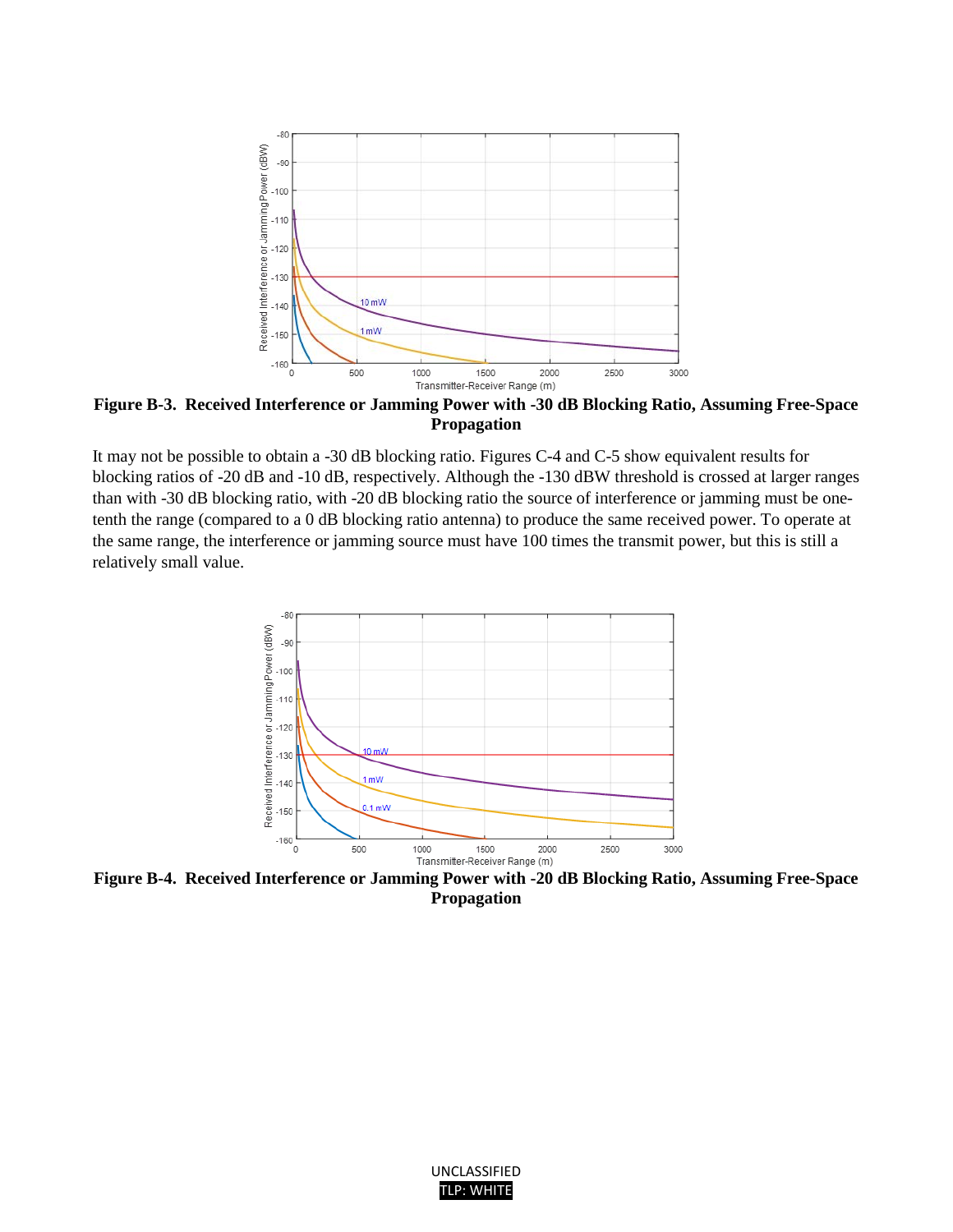**Figure B-3. Received Interference or Jamming Power with -30 dB Blocking Ratio, Assuming Free-Space Propagation**

It may not be possible to obtain a -30 dB blocking ratio. Figures C-4 and C-5 show equivalent results for blocking ratios of -20 dB and -10 dB, respectively. Although the -130 dBW threshold is crossed at larger ranges than with -30 dB blocking ratio, with -20 dB blocking ratio the source of interference or jamming must be one-tenth the range (compared to a 0 dB blocking ratio antenna) to produce the same received power. To operate at the same range, the interference or jamming source must have 100 times the transmit power, but this is still a relatively small value.

**Figure B-4. Received Interference or Jamming Power with -20 dB Blocking Ratio, Assuming Free-Space Propagation**

UNCLASSIFIED
TLP: WHITE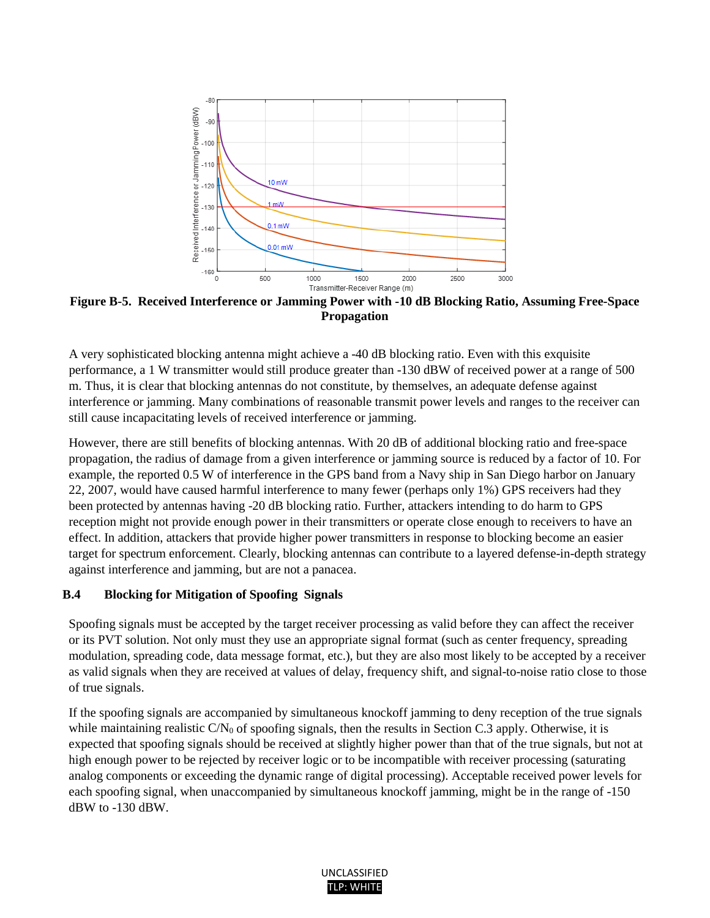**Figure B-5. Received Interference or Jamming Power with -10 dB Blocking Ratio, Assuming Free-Space Propagation**

A very sophisticated blocking antenna might achieve a -40 dB blocking ratio. Even with this exquisite performance, a 1 W transmitter would still produce greater than -130 dBW of received power at a range of 500 m. Thus, it is clear that blocking antennas do not constitute, by themselves, an adequate defense against interference or jamming. Many combinations of reasonable transmit power levels and ranges to the receiver can still cause incapacitating levels of received interference or jamming.

However, there are still benefits of blocking antennas. With 20 dB of additional blocking ratio and free-space propagation, the radius of damage from a given interference or jamming source is reduced by a factor of 10. For example, the reported 0.5 W of interference in the GPS band from a Navy ship in San Diego harbor on January 22, 2007, would have caused harmful interference to many fewer (perhaps only 1%) GPS receivers had they been protected by antennas having -20 dB blocking ratio. Further, attackers intending to do harm to GPS reception might not provide enough power in their transmitters or operate close enough to receivers to have an effect. In addition, attackers that provide higher power transmitters in response to blocking become an easier target for spectrum enforcement. Clearly, blocking antennas can contribute to a layered defense-in-depth strategy against interference and jamming, but are not a panacea.

### B.4 Blocking for Mitigation of Spoofing Signals

Spoofing signals must be accepted by the target receiver processing as valid before they can affect the receiver or its PVT solution. Not only must they use an appropriate signal format (such as center frequency, spreading modulation, spreading code, data message format, etc.), but they are also most likely to be accepted by a receiver as valid signals when they are received at values of delay, frequency shift, and signal-to-noise ratio close to those of true signals.

If the spoofing signals are accompanied by simultaneous knockoff jamming to deny reception of the true signals while maintaining realistic $C/N_0$ of spoofing signals, then the results in Section C.3 apply. Otherwise, it is expected that spoofing signals should be received at slightly higher power than that of the true signals, but not at high enough power to be rejected by receiver logic or to be incompatible with receiver processing (saturating analog components or exceeding the dynamic range of digital processing). Acceptable received power levels for each spoofing signal, when unaccompanied by simultaneous knockoff jamming, might be in the range of -150 dBW to -130 dBW.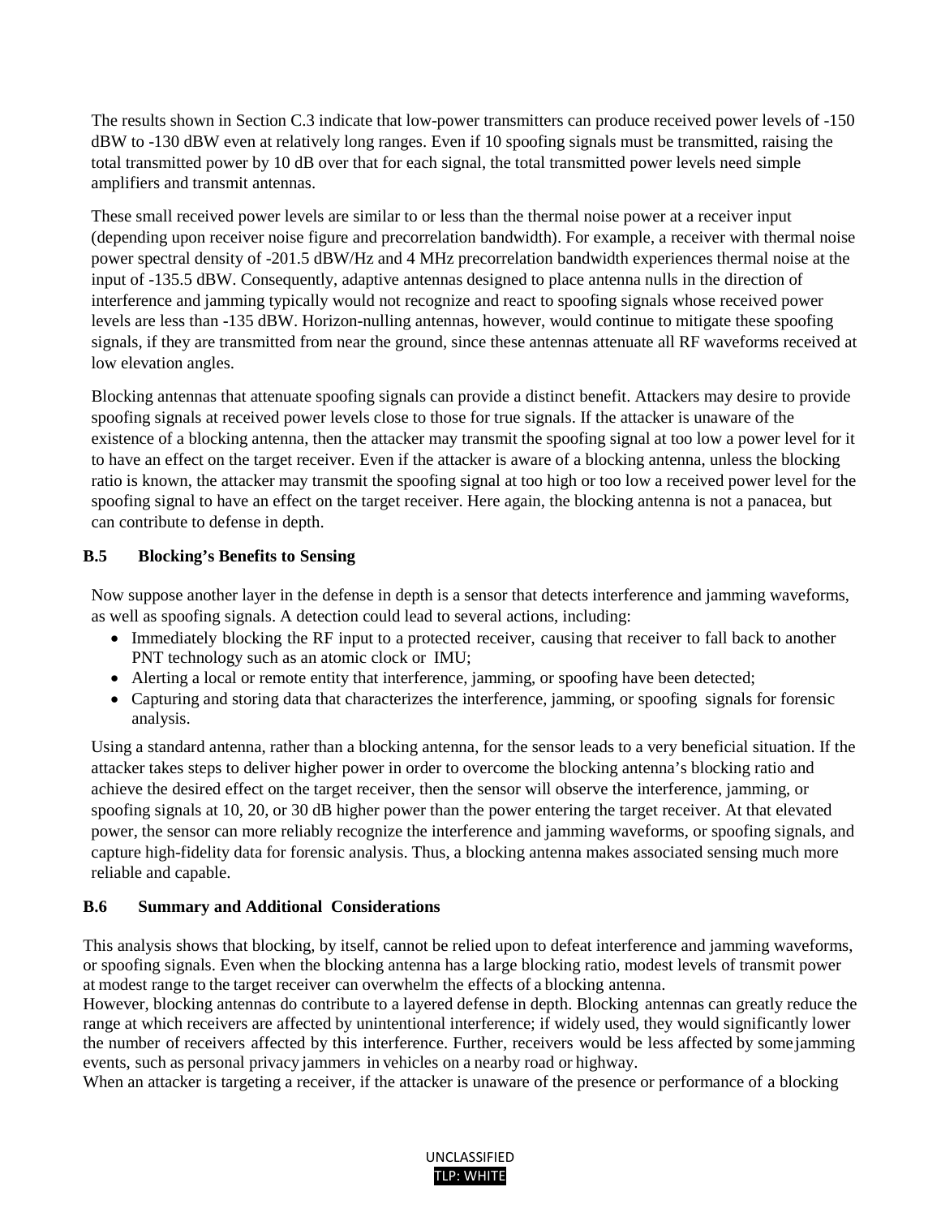The results shown in Section C.3 indicate that low-power transmitters can produce received power levels of -150 dBW to -130 dBW even at relatively long ranges. Even if 10 spoofing signals must be transmitted, raising the total transmitted power by 10 dB over that for each signal, the total transmitted power levels need simple amplifiers and transmit antennas.

These small received power levels are similar to or less than the thermal noise power at a receiver input (depending upon receiver noise figure and precorrelation bandwidth). For example, a receiver with thermal noise power spectral density of -201.5 dBW/Hz and 4 MHz precorrelation bandwidth experiences thermal noise at the input of -135.5 dBW. Consequently, adaptive antennas designed to place antenna nulls in the direction of interference and jamming typically would not recognize and react to spoofing signals whose received power levels are less than -135 dBW. Horizon-nulling antennas, however, would continue to mitigate these spoofing signals, if they are transmitted from near the ground, since these antennas attenuate all RF waveforms received at low elevation angles.

Blocking antennas that attenuate spoofing signals can provide a distinct benefit. Attackers may desire to provide spoofing signals at received power levels close to those for true signals. If the attacker is unaware of the existence of a blocking antenna, then the attacker may transmit the spoofing signal at too low a power level for it to have an effect on the target receiver. Even if the attacker is aware of a blocking antenna, unless the blocking ratio is known, the attacker may transmit the spoofing signal at too high or too low a received power level for the spoofing signal to have an effect on the target receiver. Here again, the blocking antenna is not a panacea, but can contribute to defense in depth.

### B.5 Blocking's Benefits to Sensing

Now suppose another layer in the defense in depth is a sensor that detects interference and jamming waveforms, as well as spoofing signals. A detection could lead to several actions, including:

- Immediately blocking the RF input to a protected receiver, causing that receiver to fall back to another PNT technology such as an atomic clock or IMU;
- Alerting a local or remote entity that interference, jamming, or spoofing have been detected;
- Capturing and storing data that characterizes the interference, jamming, or spoofing signals for forensic analysis.

Using a standard antenna, rather than a blocking antenna, for the sensor leads to a very beneficial situation. If the attacker takes steps to deliver higher power in order to overcome the blocking antenna's blocking ratio and achieve the desired effect on the target receiver, then the sensor will observe the interference, jamming, or spoofing signals at 10, 20, or 30 dB higher power than the power entering the target receiver. At that elevated power, the sensor can more reliably recognize the interference and jamming waveforms, or spoofing signals, and capture high-fidelity data for forensic analysis. Thus, a blocking antenna makes associated sensing much more reliable and capable.

### B.6 Summary and Additional Considerations

This analysis shows that blocking, by itself, cannot be relied upon to defeat interference and jamming waveforms, or spoofing signals. Even when the blocking antenna has a large blocking ratio, modest levels of transmit power at modest range to the target receiver can overwhelm the effects of a blocking antenna.

However, blocking antennas do contribute to a layered defense in depth. Blocking antennas can greatly reduce the range at which receivers are affected by unintentional interference; if widely used, they would significantly lower the number of receivers affected by this interference. Further, receivers would be less affected by some jamming events, such as personal privacy jammers in vehicles on a nearby road or highway.

When an attacker is targeting a receiver, if the attacker is unaware of the presence or performance of a blocking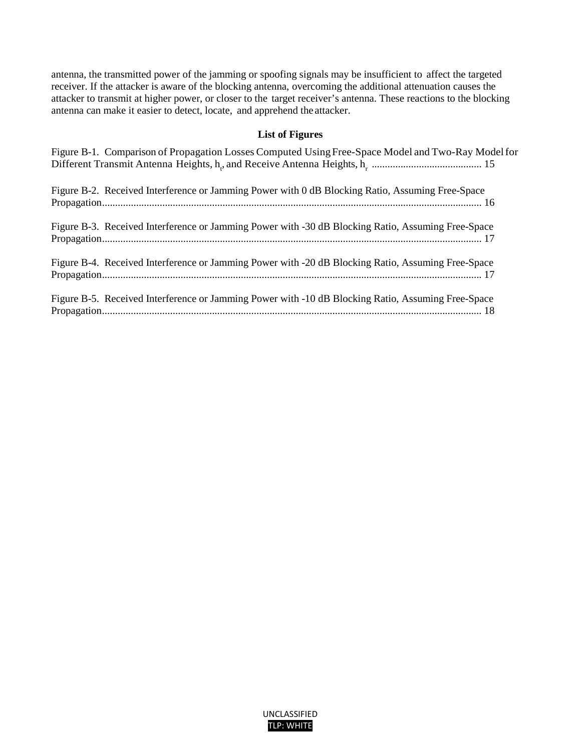antenna, the transmitted power of the jamming or spoofing signals may be insufficient to affect the targeted receiver. If the attacker is aware of the blocking antenna, overcoming the additional attenuation causes the attacker to transmit at higher power, or closer to the target receiver's antenna. These reactions to the blocking antenna can make it easier to detect, locate, and apprehend the attacker.

**List of Figures**

Figure B-1. Comparison of Propagation Losses Computed Using Free-Space Model and Two-Ray Model for Different Transmit Antenna Heights, $h_t$, and Receive Antenna Heights, $h_r$ .......................................... 15

Figure B-2. Received Interference or Jamming Power with 0 dB Blocking Ratio, Assuming Free-Space Propagation................................................................................................................................................ 16

Figure B-3. Received Interference or Jamming Power with -30 dB Blocking Ratio, Assuming Free-Space Propagation................................................................................................................................................ 17

Figure B-4. Received Interference or Jamming Power with -20 dB Blocking Ratio, Assuming Free-Space Propagation................................................................................................................................................ 17

Figure B-5. Received Interference or Jamming Power with -10 dB Blocking Ratio, Assuming Free-Space Propagation................................................................................................................................................ 18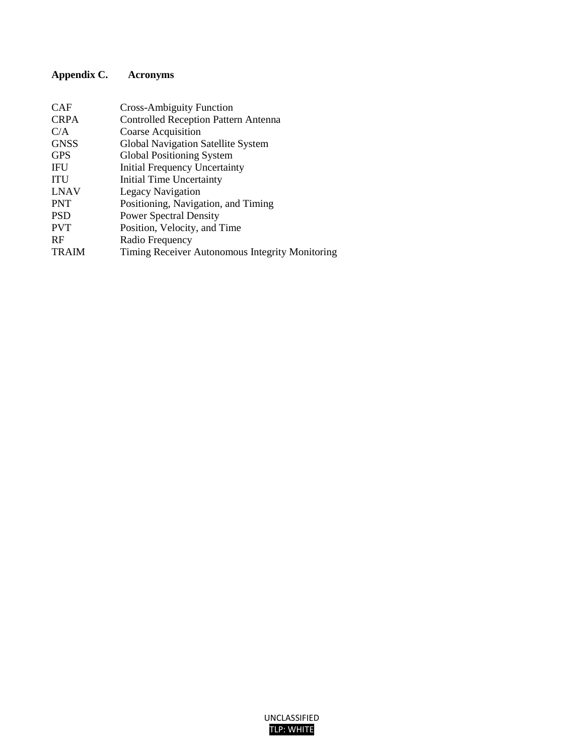## Appendix C. Acronyms

| | |
|---|---|
| CAF | Cross-Ambiguity Function |
| CRPA | Controlled Reception Pattern Antenna |
| C/A | Coarse Acquisition |
| GNSS | Global Navigation Satellite System |
| GPS | Global Positioning System |
| IFU | Initial Frequency Uncertainty |
| ITU | Initial Time Uncertainty |
| LNAV | Legacy Navigation |
| PNT | Positioning, Navigation, and Timing |
| PSD | Power Spectral Density |
| PVT | Position, Velocity, and Time |
| RF | Radio Frequency |
| TRAIM | Timing Receiver Autonomous Integrity Monitoring |